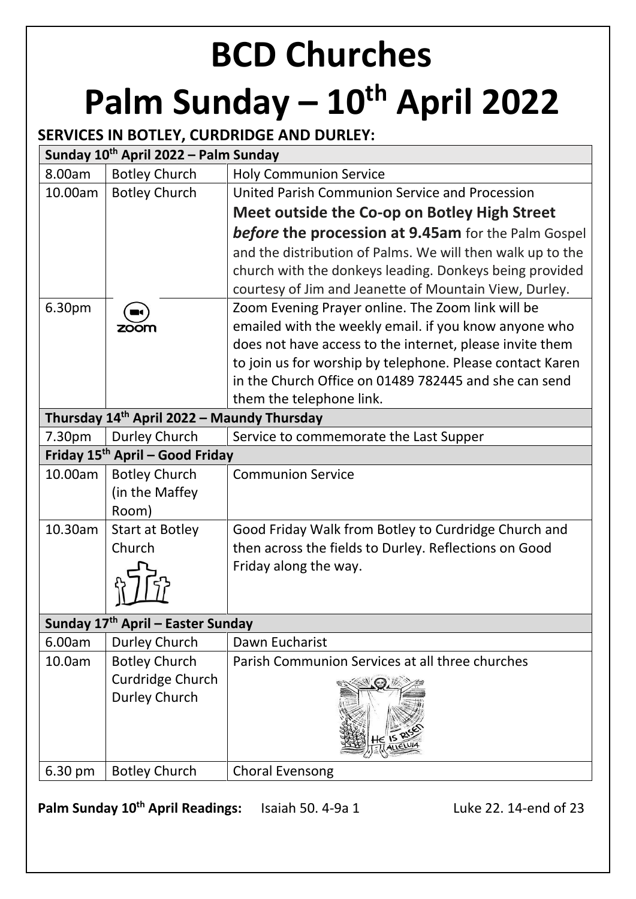# BCD Churches

# Palm Sunday – 10th April 2022

## SERVICES IN BOTLEY, CURDRIDGE AND DURLEY:

| Sunday 10th April 2022 – Palm Sunday | | |
|---|---|---|
| 8.00am | Botley Church | Holy Communion Service |
| 10.00am | Botley Church | United Parish Communion Service and Procession **Meet outside the Co-op on Botley High Street** ***before* the procession at 9.45am** for the Palm Gospel and the distribution of Palms. We will then walk up to the church with the donkeys leading. Donkeys being provided courtesy of Jim and Jeanette of Mountain View, Durley. |
| 6.30pm | zoom | Zoom Evening Prayer online. The Zoom link will be emailed with the weekly email. if you know anyone who does not have access to the internet, please invite them to join us for worship by telephone. Please contact Karen in the Church Office on 01489 782445 and she can send them the telephone link. |
| **Thursday 14th April 2022 – Maundy Thursday** | | |
| 7.30pm | Durley Church | Service to commemorate the Last Supper |
| **Friday 15th April – Good Friday** | | |
| 10.00am | Botley Church (in the Maffey Room) | Communion Service |
| 10.30am | Start at Botley Church | Good Friday Walk from Botley to Curdridge Church and then across the fields to Durley. Reflections on Good Friday along the way. |
| **Sunday 17th April – Easter Sunday** | | |
| 6.00am | Durley Church | Dawn Eucharist |
| 10.0am | Botley Church Curdridge Church Durley Church | Parish Communion Services at all three churches |
| 6.30 pm | Botley Church | Choral Evensong |

**Palm Sunday 10th April Readings:** Isaiah 50. 4-9a 1 Luke 22. 14-end of 23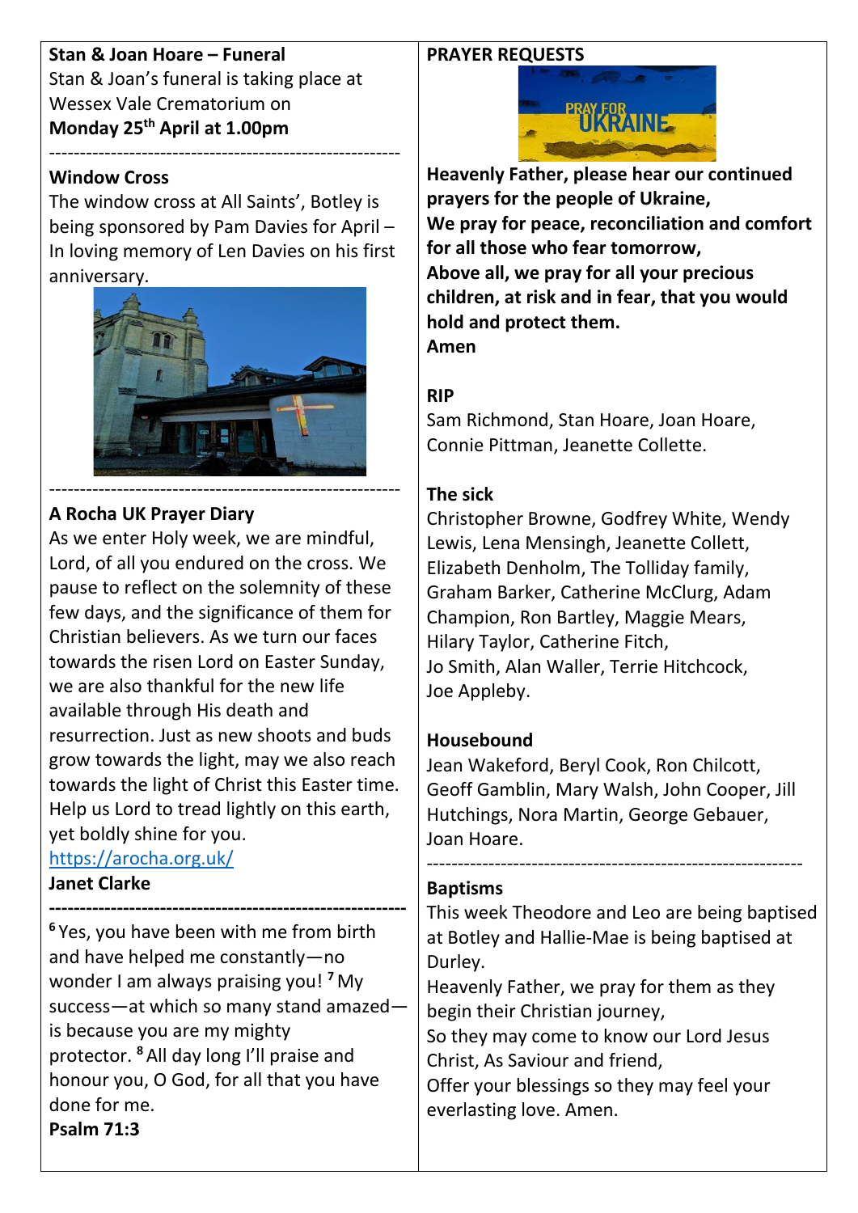**Stan & Joan Hoare – Funeral**

Stan & Joan's funeral is taking place at Wessex Vale Crematorium on **Monday 25th April at 1.00pm**

---

**Window Cross**

The window cross at All Saints', Botley is being sponsored by Pam Davies for April – In loving memory of Len Davies on his first anniversary.

---

**A Rocha UK Prayer Diary**

As we enter Holy week, we are mindful, Lord, of all you endured on the cross. We pause to reflect on the solemnity of these few days, and the significance of them for Christian believers. As we turn our faces towards the risen Lord on Easter Sunday, we are also thankful for the new life available through His death and resurrection. Just as new shoots and buds grow towards the light, may we also reach towards the light of Christ this Easter time. Help us Lord to tread lightly on this earth, yet boldly shine for you.

https://arocha.org.uk/

**Janet Clarke**

---

[6] Yes, you have been with me from birth and have helped me constantly—no wonder I am always praising you! [7] My success—at which so many stand amazed—is because you are my mighty protector. [8] All day long I'll praise and honour you, O God, for all that you have done for me.

**Psalm 71:3**

**PRAYER REQUESTS**

PRAY FOR UKRAINE

**Heavenly Father, please hear our continued prayers for the people of Ukraine,**
**We pray for peace, reconciliation and comfort for all those who fear tomorrow,**
**Above all, we pray for all your precious children, at risk and in fear, that you would hold and protect them.**
**Amen**

**RIP**

Sam Richmond, Stan Hoare, Joan Hoare, Connie Pittman, Jeanette Collette.

**The sick**

Christopher Browne, Godfrey White, Wendy Lewis, Lena Mensingh, Jeanette Collett, Elizabeth Denholm, The Tolliday family, Graham Barker, Catherine McClurg, Adam Champion, Ron Bartley, Maggie Mears, Hilary Taylor, Catherine Fitch, Jo Smith, Alan Waller, Terrie Hitchcock, Joe Appleby.

**Housebound**

Jean Wakeford, Beryl Cook, Ron Chilcott, Geoff Gamblin, Mary Walsh, John Cooper, Jill Hutchings, Nora Martin, George Gebauer, Joan Hoare.

---

**Baptisms**

This week Theodore and Leo are being baptised at Botley and Hallie-Mae is being baptised at Durley.

Heavenly Father, we pray for them as they begin their Christian journey,
So they may come to know our Lord Jesus Christ, As Saviour and friend,
Offer your blessings so they may feel your everlasting love. Amen.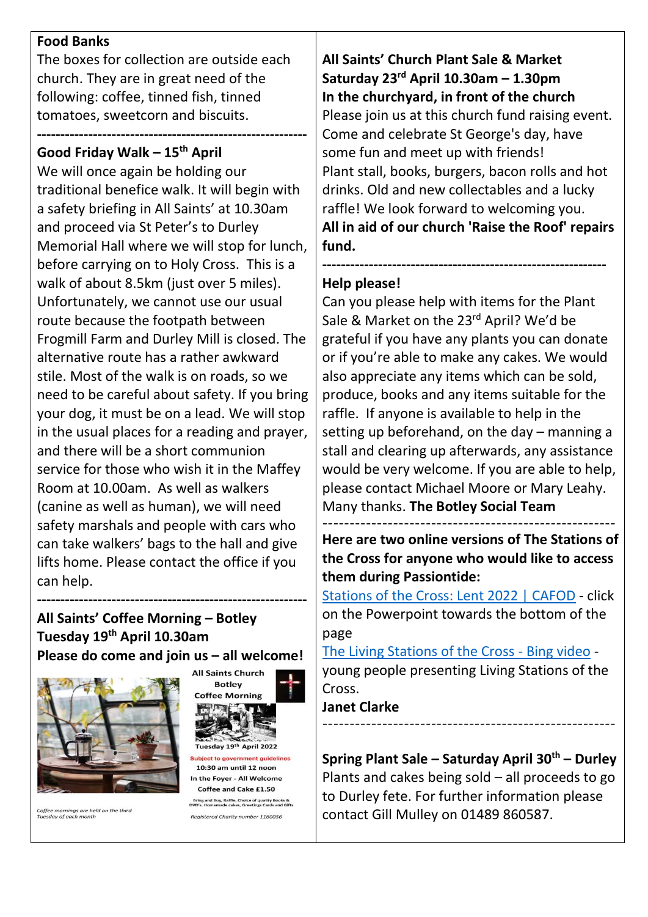**Food Banks**

The boxes for collection are outside each church. They are in great need of the following: coffee, tinned fish, tinned tomatoes, sweetcorn and biscuits.

---

**Good Friday Walk – 15th April**

We will once again be holding our traditional benefice walk. It will begin with a safety briefing in All Saints' at 10.30am and proceed via St Peter's to Durley Memorial Hall where we will stop for lunch, before carrying on to Holy Cross. This is a walk of about 8.5km (just over 5 miles). Unfortunately, we cannot use our usual route because the footpath between Frogmill Farm and Durley Mill is closed. The alternative route has a rather awkward stile. Most of the walk is on roads, so we need to be careful about safety. If you bring your dog, it must be on a lead. We will stop in the usual places for a reading and prayer, and there will be a short communion service for those who wish it in the Maffey Room at 10.00am. As well as walkers (canine as well as human), we will need safety marshals and people with cars who can take walkers' bags to the hall and give lifts home. Please contact the office if you can help.

---

**All Saints' Coffee Morning – Botley**
**Tuesday 19th April 10.30am**
**Please do come and join us – all welcome!**

All Saints Church Botley Coffee Morning

Tuesday 19th April 2022

Subject to government guidelines

10:30 am until 12 noon

In the Foyer - All Welcome

Coffee and Cake £1.50

Bring and Buy, Raffle, Choice of quality Books & DVD's. Homemade cakes, Greetings Cards and Gifts

*Coffee mornings are held on the third Tuesday of each month*

*Registered Charity number 1160056*

---

**All Saints' Church Plant Sale & Market**
**Saturday 23rd April 10.30am – 1.30pm**
**In the churchyard, in front of the church**

Please join us at this church fund raising event. Come and celebrate St George's day, have some fun and meet up with friends!

Plant stall, books, burgers, bacon rolls and hot drinks. Old and new collectables and a lucky raffle! We look forward to welcoming you.

**All in aid of our church 'Raise the Roof' repairs fund.**

---

**Help please!**

Can you please help with items for the Plant Sale & Market on the 23rd April? We'd be grateful if you have any plants you can donate or if you're able to make any cakes. We would also appreciate any items which can be sold, produce, books and any items suitable for the raffle. If anyone is available to help in the setting up beforehand, on the day – manning a stall and clearing up afterwards, any assistance would be very welcome. If you are able to help, please contact Michael Moore or Mary Leahy. Many thanks. **The Botley Social Team**

---

**Here are two online versions of The Stations of the Cross for anyone who would like to access them during Passiontide:**

Stations of the Cross: Lent 2022 | CAFOD - click on the Powerpoint towards the bottom of the page

The Living Stations of the Cross - Bing video - young people presenting Living Stations of the Cross.

**Janet Clarke**

---

**Spring Plant Sale – Saturday April 30th – Durley**

Plants and cakes being sold – all proceeds to go to Durley fete. For further information please contact Gill Mulley on 01489 860587.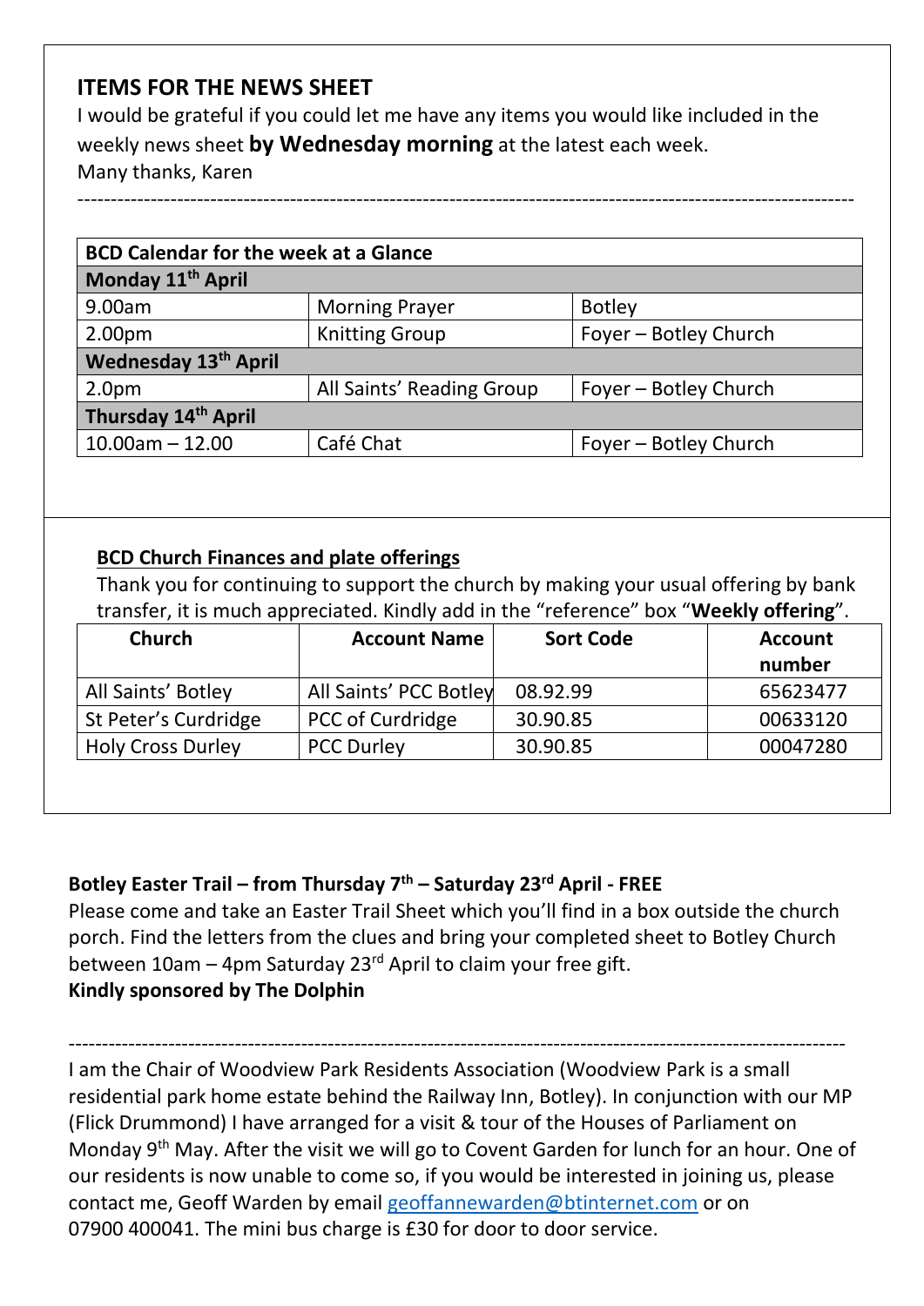## ITEMS FOR THE NEWS SHEET

I would be grateful if you could let me have any items you would like included in the weekly news sheet **by Wednesday morning** at the latest each week.
Many thanks, Karen

---

| BCD Calendar for the week at a Glance | | |
|---|---|---|
| **Monday 11th April** | | |
| 9.00am | Morning Prayer | Botley |
| 2.00pm | Knitting Group | Foyer – Botley Church |
| **Wednesday 13th April** | | |
| 2.0pm | All Saints' Reading Group | Foyer – Botley Church |
| **Thursday 14th April** | | |
| 10.00am – 12.00 | Café Chat | Foyer – Botley Church |

**BCD Church Finances and plate offerings**

Thank you for continuing to support the church by making your usual offering by bank transfer, it is much appreciated. Kindly add in the "reference" box "**Weekly offering**".

| Church | Account Name | Sort Code | Account number |
|---|---|---|---|
| All Saints' Botley | All Saints' PCC Botley | 08.92.99 | 65623477 |
| St Peter's Curdridge | PCC of Curdridge | 30.90.85 | 00633120 |
| Holy Cross Durley | PCC Durley | 30.90.85 | 00047280 |

**Botley Easter Trail – from Thursday 7th – Saturday 23rd April - FREE**

Please come and take an Easter Trail Sheet which you'll find in a box outside the church porch. Find the letters from the clues and bring your completed sheet to Botley Church between 10am – 4pm Saturday 23rd April to claim your free gift.

**Kindly sponsored by The Dolphin**

---

I am the Chair of Woodview Park Residents Association (Woodview Park is a small residential park home estate behind the Railway Inn, Botley). In conjunction with our MP (Flick Drummond) I have arranged for a visit & tour of the Houses of Parliament on Monday 9th May. After the visit we will go to Covent Garden for lunch for an hour. One of our residents is now unable to come so, if you would be interested in joining us, please contact me, Geoff Warden by email geoffannewarden@btinternet.com or on 07900 400041. The mini bus charge is £30 for door to door service.